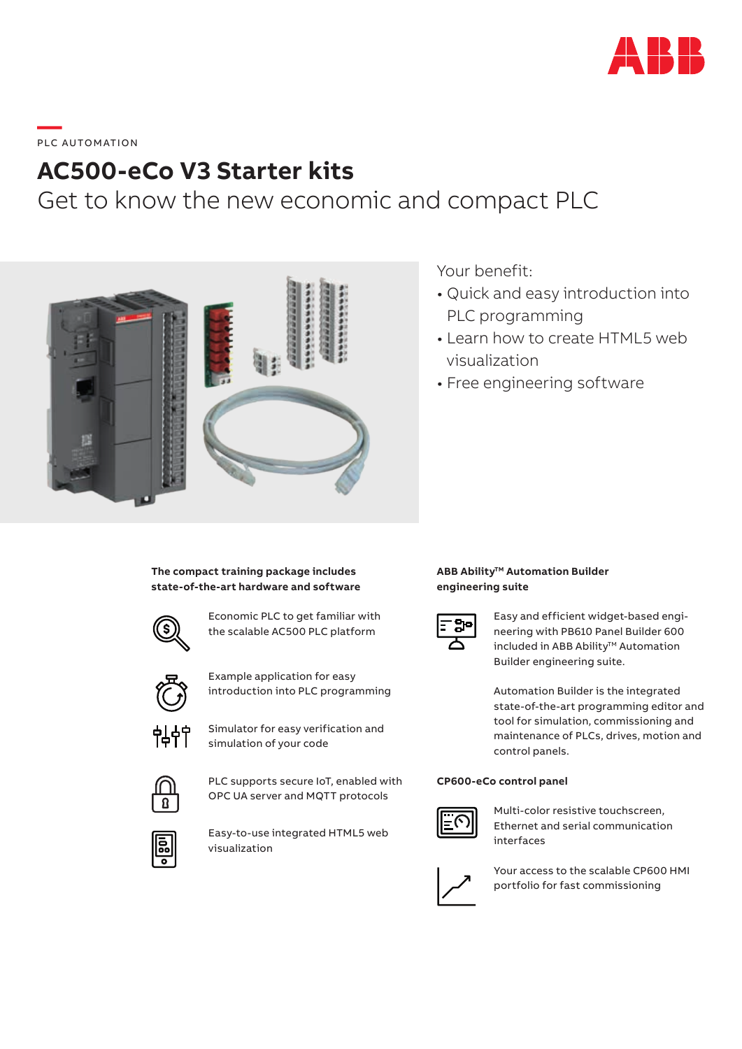PLC AUTOMATION

# AC500-eCo V3 Starter kits

## Get to know the new economic and compact PLC

Your benefit:

- Quick and easy introduction into PLC programming
- Learn how to create HTML5 web visualization
- Free engineering software

**The compact training package includes state-of-the-art hardware and software**

Economic PLC to get familiar with the scalable AC500 PLC platform

Example application for easy introduction into PLC programming

Simulator for easy verification and simulation of your code

PLC supports secure IoT, enabled with OPC UA server and MQTT protocols

Easy-to-use integrated HTML5 web visualization

**ABB Ability™ Automation Builder engineering suite**

Easy and efficient widget-based engineering with PB610 Panel Builder 600 included in ABB Ability™ Automation Builder engineering suite.

Automation Builder is the integrated state-of-the-art programming editor and tool for simulation, commissioning and maintenance of PLCs, drives, motion and control panels.

**CP600-eCo control panel**

Multi-color resistive touchscreen, Ethernet and serial communication interfaces

Your access to the scalable CP600 HMI portfolio for fast commissioning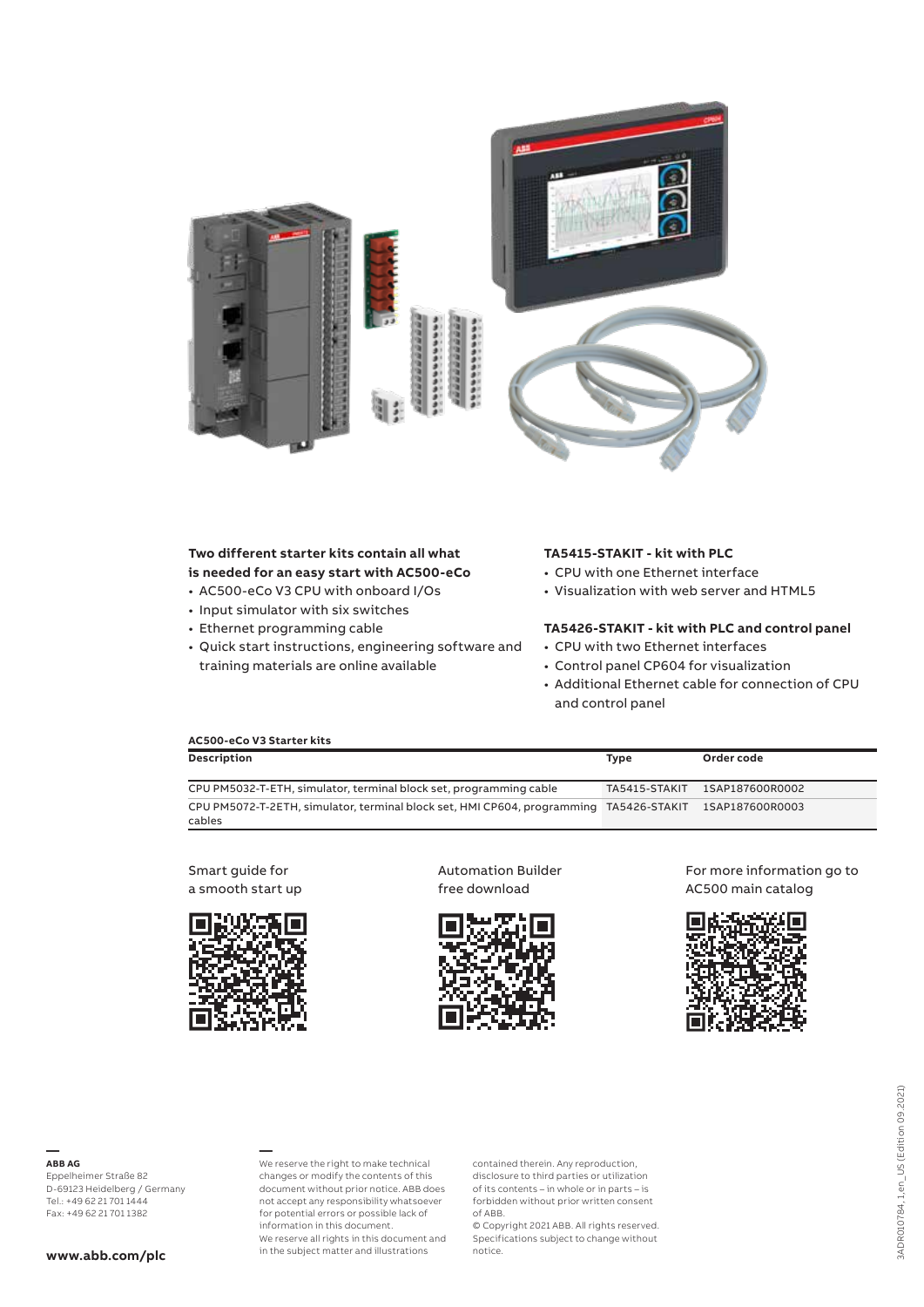**Two different starter kits contain all what is needed for an easy start with AC500-eCo**

- AC500-eCo V3 CPU with onboard I/Os
- Input simulator with six switches
- Ethernet programming cable
- Quick start instructions, engineering software and training materials are online available

**TA5415-STAKIT - kit with PLC**

- CPU with one Ethernet interface
- Visualization with web server and HTML5

**TA5426-STAKIT - kit with PLC and control panel**

- CPU with two Ethernet interfaces
- Control panel CP604 for visualization
- Additional Ethernet cable for connection of CPU and control panel

**AC500-eCo V3 Starter kits**

| Description | Type | Order code |
|---|---|---|
| CPU PM5032-T-ETH, simulator, terminal block set, programming cable | TA5415-STAKIT | 1SAP187600R0002 |
| CPU PM5072-T-2ETH, simulator, terminal block set, HMI CP604, programming cables | TA5426-STAKIT | 1SAP187600R0003 |

Smart guide for a smooth start up

Automation Builder free download

For more information go to AC500 main catalog

**ABB AG**
Eppelheimer Straße 82
D-69123 Heidelberg / Germany
Tel.: +49 62 21 701 1444
Fax: +49 62 21 701 1382

**www.abb.com/plc**

We reserve the right to make technical changes or modify the contents of this document without prior notice. ABB does not accept any responsibility whatsoever for potential errors or possible lack of information in this document.
We reserve all rights in this document and in the subject matter and illustrations contained therein. Any reproduction, disclosure to third parties or utilization of its contents – in whole or in parts – is forbidden without prior written consent of ABB.
© Copyright 2021 ABB. All rights reserved. Specifications subject to change without notice.

3ADR010784, 1, en_US (Edition 09.2021)